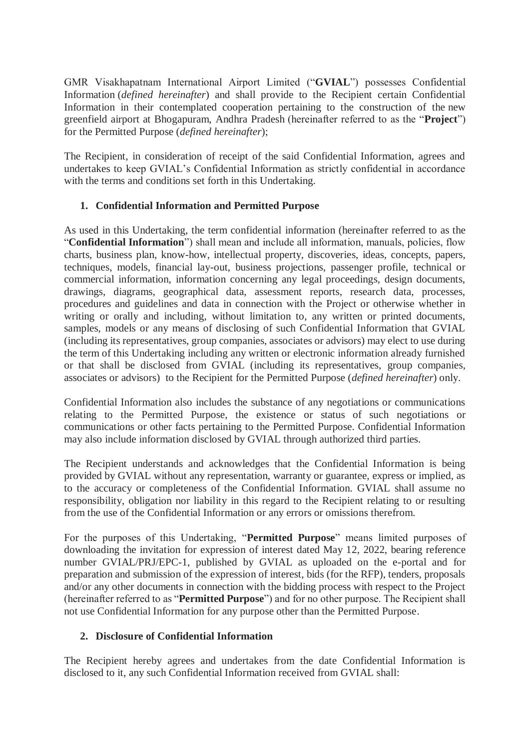GMR Visakhapatnam International Airport Limited ("**GVIAL**") possesses Confidential Information (*defined hereinafter*) and shall provide to the Recipient certain Confidential Information in their contemplated cooperation pertaining to the construction of the new greenfield airport at Bhogapuram, Andhra Pradesh (hereinafter referred to as the "**Project**") for the Permitted Purpose (*defined hereinafter*);

The Recipient, in consideration of receipt of the said Confidential Information, agrees and undertakes to keep GVIAL's Confidential Information as strictly confidential in accordance with the terms and conditions set forth in this Undertaking.

### 1. Confidential Information and Permitted Purpose

As used in this Undertaking, the term confidential information (hereinafter referred to as the "**Confidential Information**") shall mean and include all information, manuals, policies, flow charts, business plan, know-how, intellectual property, discoveries, ideas, concepts, papers, techniques, models, financial lay-out, business projections, passenger profile, technical or commercial information, information concerning any legal proceedings, design documents, drawings, diagrams, geographical data, assessment reports, research data, processes, procedures and guidelines and data in connection with the Project or otherwise whether in writing or orally and including, without limitation to, any written or printed documents, samples, models or any means of disclosing of such Confidential Information that GVIAL (including its representatives, group companies, associates or advisors) may elect to use during the term of this Undertaking including any written or electronic information already furnished or that shall be disclosed from GVIAL (including its representatives, group companies, associates or advisors) to the Recipient for the Permitted Purpose (*defined hereinafter*) only.

Confidential Information also includes the substance of any negotiations or communications relating to the Permitted Purpose, the existence or status of such negotiations or communications or other facts pertaining to the Permitted Purpose. Confidential Information may also include information disclosed by GVIAL through authorized third parties.

The Recipient understands and acknowledges that the Confidential Information is being provided by GVIAL without any representation, warranty or guarantee, express or implied, as to the accuracy or completeness of the Confidential Information. GVIAL shall assume no responsibility, obligation nor liability in this regard to the Recipient relating to or resulting from the use of the Confidential Information or any errors or omissions therefrom.

For the purposes of this Undertaking, "**Permitted Purpose**" means limited purposes of downloading the invitation for expression of interest dated May 12, 2022, bearing reference number GVIAL/PRJ/EPC-1, published by GVIAL as uploaded on the e-portal and for preparation and submission of the expression of interest, bids (for the RFP), tenders, proposals and/or any other documents in connection with the bidding process with respect to the Project (hereinafter referred to as "**Permitted Purpose**") and for no other purpose. The Recipient shall not use Confidential Information for any purpose other than the Permitted Purpose.

### 2. Disclosure of Confidential Information

The Recipient hereby agrees and undertakes from the date Confidential Information is disclosed to it, any such Confidential Information received from GVIAL shall: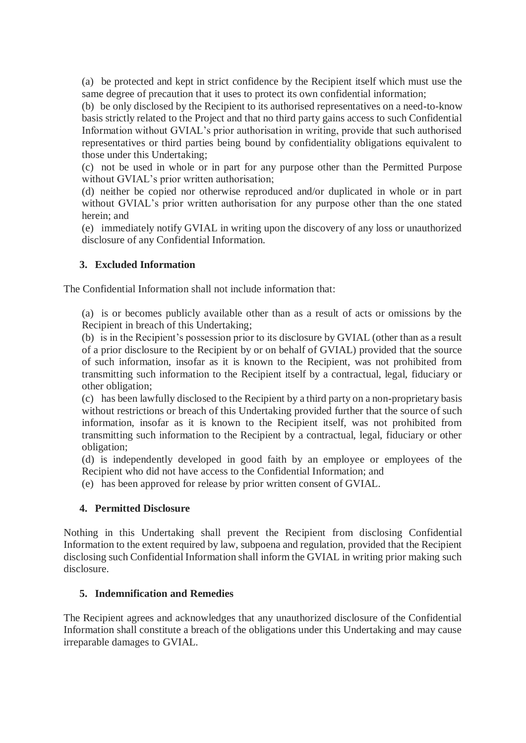(a) be protected and kept in strict confidence by the Recipient itself which must use the same degree of precaution that it uses to protect its own confidential information;

(b) be only disclosed by the Recipient to its authorised representatives on a need-to-know basis strictly related to the Project and that no third party gains access to such Confidential Information without GVIAL's prior authorisation in writing, provide that such authorised representatives or third parties being bound by confidentiality obligations equivalent to those under this Undertaking;

(c) not be used in whole or in part for any purpose other than the Permitted Purpose without GVIAL's prior written authorisation;

(d) neither be copied nor otherwise reproduced and/or duplicated in whole or in part without GVIAL's prior written authorisation for any purpose other than the one stated herein; and

(e) immediately notify GVIAL in writing upon the discovery of any loss or unauthorized disclosure of any Confidential Information.

**3. Excluded Information**

The Confidential Information shall not include information that:

(a) is or becomes publicly available other than as a result of acts or omissions by the Recipient in breach of this Undertaking;

(b) is in the Recipient's possession prior to its disclosure by GVIAL (other than as a result of a prior disclosure to the Recipient by or on behalf of GVIAL) provided that the source of such information, insofar as it is known to the Recipient, was not prohibited from transmitting such information to the Recipient itself by a contractual, legal, fiduciary or other obligation;

(c) has been lawfully disclosed to the Recipient by a third party on a non-proprietary basis without restrictions or breach of this Undertaking provided further that the source of such information, insofar as it is known to the Recipient itself, was not prohibited from transmitting such information to the Recipient by a contractual, legal, fiduciary or other obligation;

(d) is independently developed in good faith by an employee or employees of the Recipient who did not have access to the Confidential Information; and

(e) has been approved for release by prior written consent of GVIAL.

**4. Permitted Disclosure**

Nothing in this Undertaking shall prevent the Recipient from disclosing Confidential Information to the extent required by law, subpoena and regulation, provided that the Recipient disclosing such Confidential Information shall inform the GVIAL in writing prior making such disclosure.

**5. Indemnification and Remedies**

The Recipient agrees and acknowledges that any unauthorized disclosure of the Confidential Information shall constitute a breach of the obligations under this Undertaking and may cause irreparable damages to GVIAL.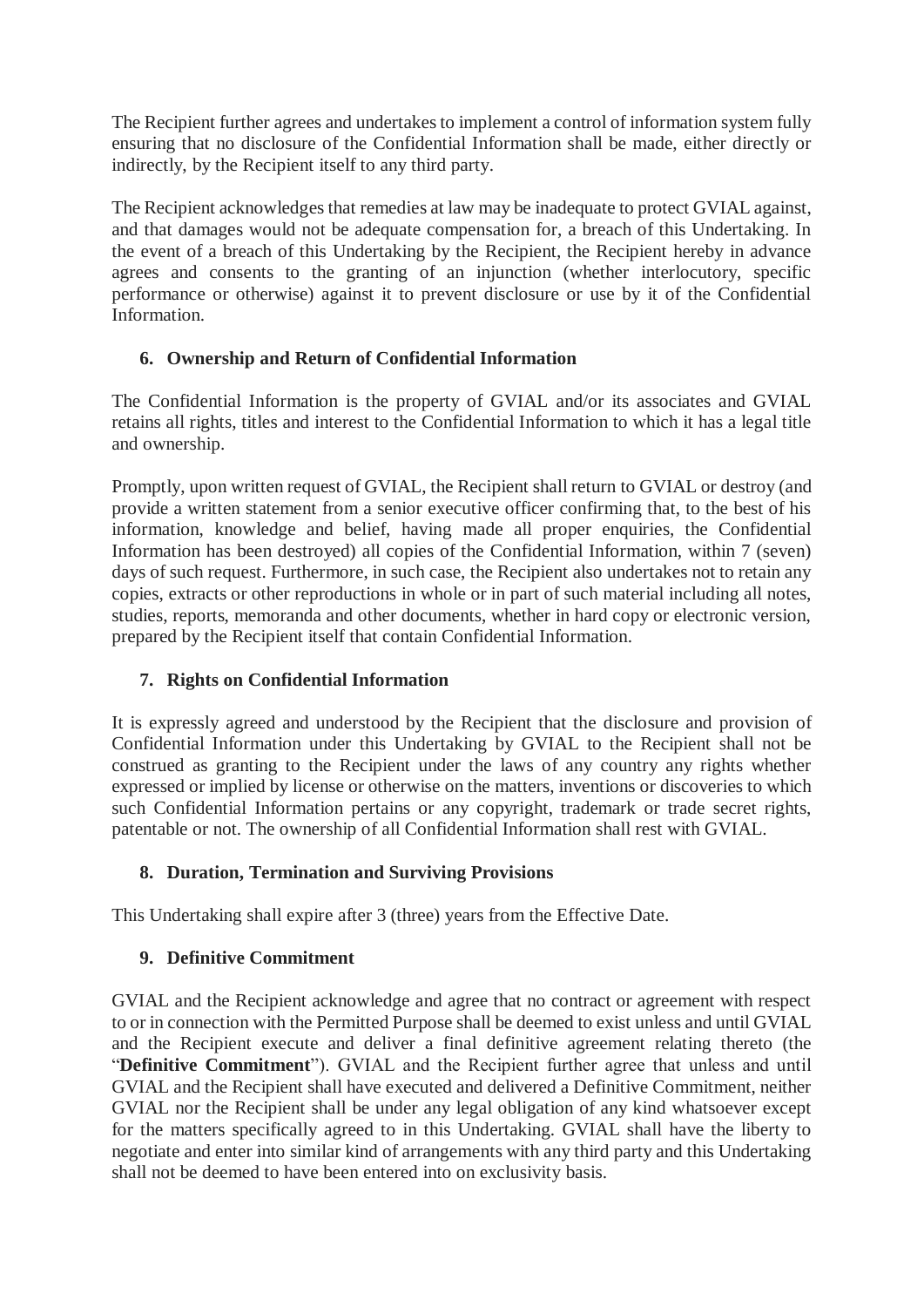The Recipient further agrees and undertakes to implement a control of information system fully ensuring that no disclosure of the Confidential Information shall be made, either directly or indirectly, by the Recipient itself to any third party.

The Recipient acknowledges that remedies at law may be inadequate to protect GVIAL against, and that damages would not be adequate compensation for, a breach of this Undertaking. In the event of a breach of this Undertaking by the Recipient, the Recipient hereby in advance agrees and consents to the granting of an injunction (whether interlocutory, specific performance or otherwise) against it to prevent disclosure or use by it of the Confidential Information.

## 6. Ownership and Return of Confidential Information

The Confidential Information is the property of GVIAL and/or its associates and GVIAL retains all rights, titles and interest to the Confidential Information to which it has a legal title and ownership.

Promptly, upon written request of GVIAL, the Recipient shall return to GVIAL or destroy (and provide a written statement from a senior executive officer confirming that, to the best of his information, knowledge and belief, having made all proper enquiries, the Confidential Information has been destroyed) all copies of the Confidential Information, within 7 (seven) days of such request. Furthermore, in such case, the Recipient also undertakes not to retain any copies, extracts or other reproductions in whole or in part of such material including all notes, studies, reports, memoranda and other documents, whether in hard copy or electronic version, prepared by the Recipient itself that contain Confidential Information.

## 7. Rights on Confidential Information

It is expressly agreed and understood by the Recipient that the disclosure and provision of Confidential Information under this Undertaking by GVIAL to the Recipient shall not be construed as granting to the Recipient under the laws of any country any rights whether expressed or implied by license or otherwise on the matters, inventions or discoveries to which such Confidential Information pertains or any copyright, trademark or trade secret rights, patentable or not. The ownership of all Confidential Information shall rest with GVIAL.

## 8. Duration, Termination and Surviving Provisions

This Undertaking shall expire after 3 (three) years from the Effective Date.

## 9. Definitive Commitment

GVIAL and the Recipient acknowledge and agree that no contract or agreement with respect to or in connection with the Permitted Purpose shall be deemed to exist unless and until GVIAL and the Recipient execute and deliver a final definitive agreement relating thereto (the "**Definitive Commitment**"). GVIAL and the Recipient further agree that unless and until GVIAL and the Recipient shall have executed and delivered a Definitive Commitment, neither GVIAL nor the Recipient shall be under any legal obligation of any kind whatsoever except for the matters specifically agreed to in this Undertaking. GVIAL shall have the liberty to negotiate and enter into similar kind of arrangements with any third party and this Undertaking shall not be deemed to have been entered into on exclusivity basis.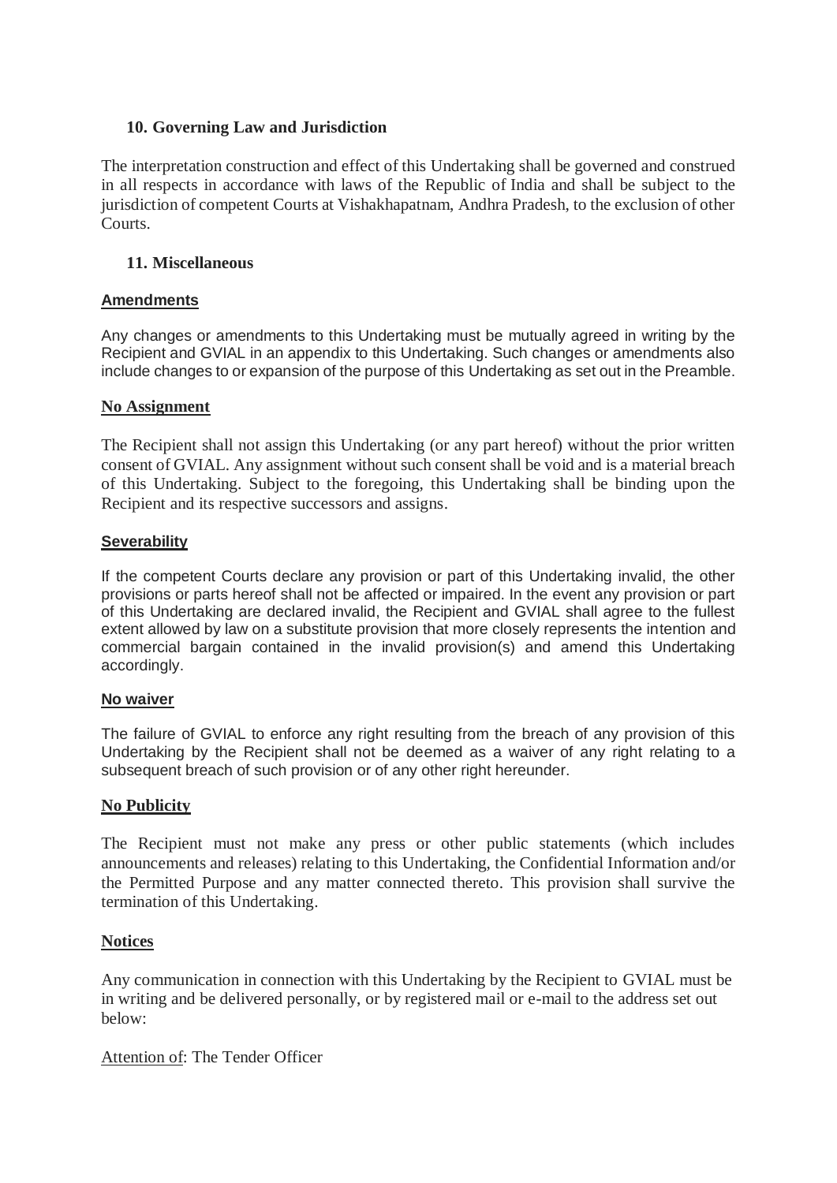## 10. Governing Law and Jurisdiction

The interpretation construction and effect of this Undertaking shall be governed and construed in all respects in accordance with laws of the Republic of India and shall be subject to the jurisdiction of competent Courts at Vishakhapatnam, Andhra Pradesh, to the exclusion of other Courts.

## 11. Miscellaneous

**Amendments**

Any changes or amendments to this Undertaking must be mutually agreed in writing by the Recipient and GVIAL in an appendix to this Undertaking. Such changes or amendments also include changes to or expansion of the purpose of this Undertaking as set out in the Preamble.

**No Assignment**

The Recipient shall not assign this Undertaking (or any part hereof) without the prior written consent of GVIAL. Any assignment without such consent shall be void and is a material breach of this Undertaking. Subject to the foregoing, this Undertaking shall be binding upon the Recipient and its respective successors and assigns.

**Severability**

If the competent Courts declare any provision or part of this Undertaking invalid, the other provisions or parts hereof shall not be affected or impaired. In the event any provision or part of this Undertaking are declared invalid, the Recipient and GVIAL shall agree to the fullest extent allowed by law on a substitute provision that more closely represents the intention and commercial bargain contained in the invalid provision(s) and amend this Undertaking accordingly.

**No waiver**

The failure of GVIAL to enforce any right resulting from the breach of any provision of this Undertaking by the Recipient shall not be deemed as a waiver of any right relating to a subsequent breach of such provision or of any other right hereunder.

**No Publicity**

The Recipient must not make any press or other public statements (which includes announcements and releases) relating to this Undertaking, the Confidential Information and/or the Permitted Purpose and any matter connected thereto. This provision shall survive the termination of this Undertaking.

**Notices**

Any communication in connection with this Undertaking by the Recipient to GVIAL must be in writing and be delivered personally, or by registered mail or e-mail to the address set out below:

Attention of: The Tender Officer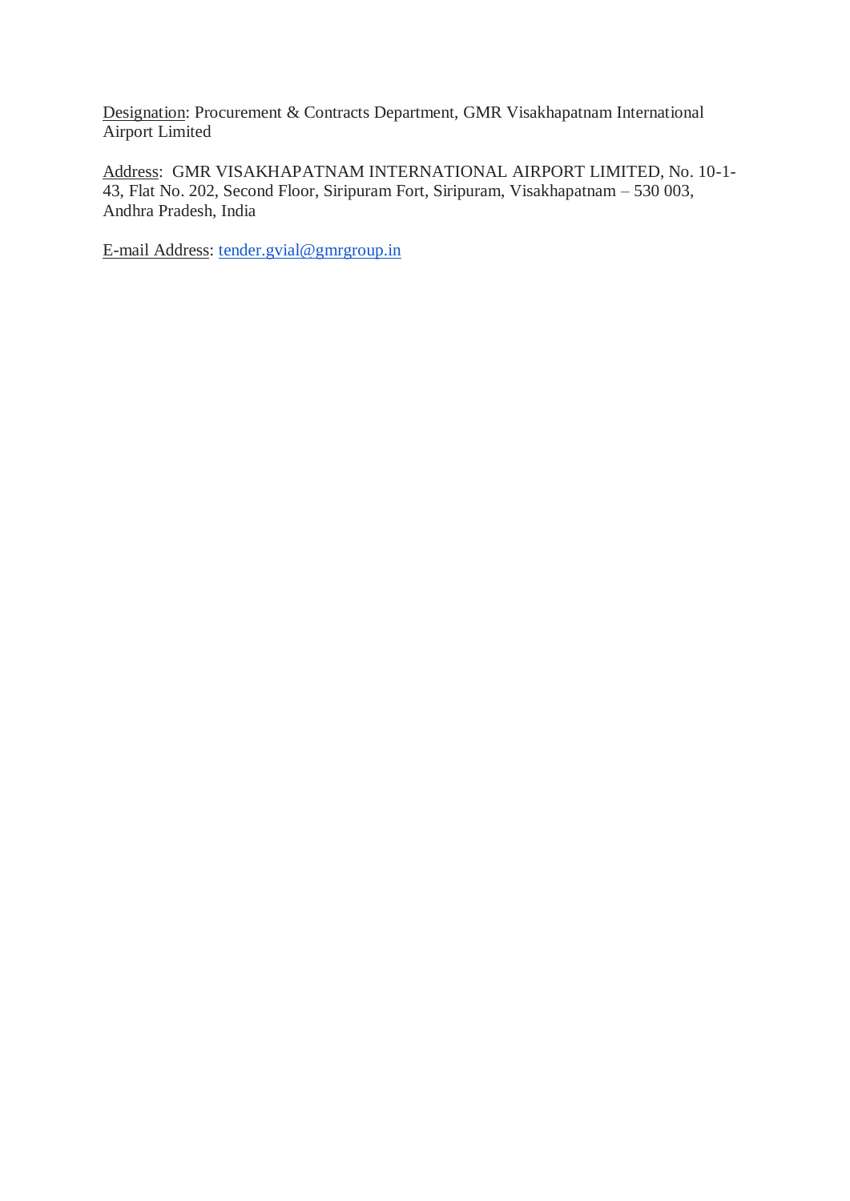Designation: Procurement & Contracts Department, GMR Visakhapatnam International Airport Limited

Address: GMR VISAKHAPATNAM INTERNATIONAL AIRPORT LIMITED, No. 10-1-43, Flat No. 202, Second Floor, Siripuram Fort, Siripuram, Visakhapatnam – 530 003, Andhra Pradesh, India

E-mail Address: tender.gvial@gmrgroup.in